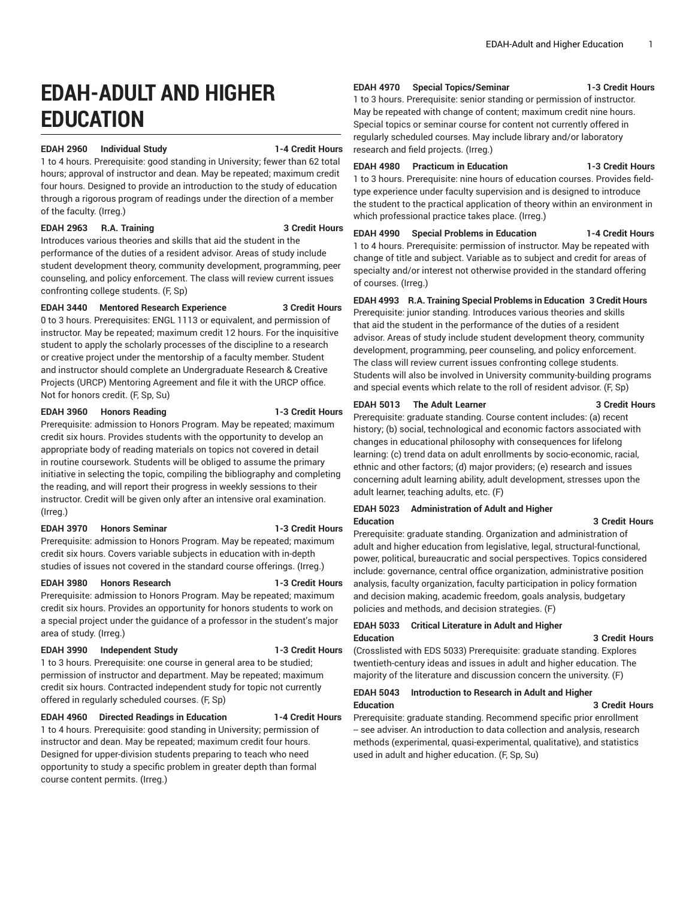# EDAH-ADULT AND HIGHER EDUCATION

**EDAH 2960 Individual Study 1-4 Credit Hours**
1 to 4 hours. Prerequisite: good standing in University; fewer than 62 total hours; approval of instructor and dean. May be repeated; maximum credit four hours. Designed to provide an introduction to the study of education through a rigorous program of readings under the direction of a member of the faculty. (Irreg.)

**EDAH 2963 R.A. Training 3 Credit Hours**
Introduces various theories and skills that aid the student in the performance of the duties of a resident advisor. Areas of study include student development theory, community development, programming, peer counseling, and policy enforcement. The class will review current issues confronting college students. (F, Sp)

**EDAH 3440 Mentored Research Experience 3 Credit Hours**
0 to 3 hours. Prerequisites: ENGL 1113 or equivalent, and permission of instructor. May be repeated; maximum credit 12 hours. For the inquisitive student to apply the scholarly processes of the discipline to a research or creative project under the mentorship of a faculty member. Student and instructor should complete an Undergraduate Research & Creative Projects (URCP) Mentoring Agreement and file it with the URCP office. Not for honors credit. (F, Sp, Su)

**EDAH 3960 Honors Reading 1-3 Credit Hours**
Prerequisite: admission to Honors Program. May be repeated; maximum credit six hours. Provides students with the opportunity to develop an appropriate body of reading materials on topics not covered in detail in routine coursework. Students will be obliged to assume the primary initiative in selecting the topic, compiling the bibliography and completing the reading, and will report their progress in weekly sessions to their instructor. Credit will be given only after an intensive oral examination. (Irreg.)

**EDAH 3970 Honors Seminar 1-3 Credit Hours**
Prerequisite: admission to Honors Program. May be repeated; maximum credit six hours. Covers variable subjects in education with in-depth studies of issues not covered in the standard course offerings. (Irreg.)

**EDAH 3980 Honors Research 1-3 Credit Hours**
Prerequisite: admission to Honors Program. May be repeated; maximum credit six hours. Provides an opportunity for honors students to work on a special project under the guidance of a professor in the student's major area of study. (Irreg.)

**EDAH 3990 Independent Study 1-3 Credit Hours**
1 to 3 hours. Prerequisite: one course in general area to be studied; permission of instructor and department. May be repeated; maximum credit six hours. Contracted independent study for topic not currently offered in regularly scheduled courses. (F, Sp)

**EDAH 4960 Directed Readings in Education 1-4 Credit Hours**
1 to 4 hours. Prerequisite: good standing in University; permission of instructor and dean. May be repeated; maximum credit four hours. Designed for upper-division students preparing to teach who need opportunity to study a specific problem in greater depth than formal course content permits. (Irreg.)

**EDAH 4970 Special Topics/Seminar 1-3 Credit Hours**
1 to 3 hours. Prerequisite: senior standing or permission of instructor. May be repeated with change of content; maximum credit nine hours. Special topics or seminar course for content not currently offered in regularly scheduled courses. May include library and/or laboratory research and field projects. (Irreg.)

**EDAH 4980 Practicum in Education 1-3 Credit Hours**
1 to 3 hours. Prerequisite: nine hours of education courses. Provides field-type experience under faculty supervision and is designed to introduce the student to the practical application of theory within an environment in which professional practice takes place. (Irreg.)

**EDAH 4990 Special Problems in Education 1-4 Credit Hours**
1 to 4 hours. Prerequisite: permission of instructor. May be repeated with change of title and subject. Variable as to subject and credit for areas of specialty and/or interest not otherwise provided in the standard offering of courses. (Irreg.)

**EDAH 4993 R.A. Training Special Problems in Education 3 Credit Hours**
Prerequisite: junior standing. Introduces various theories and skills that aid the student in the performance of the duties of a resident advisor. Areas of study include student development theory, community development, programming, peer counseling, and policy enforcement. The class will review current issues confronting college students. Students will also be involved in University community-building programs and special events which relate to the roll of resident advisor. (F, Sp)

**EDAH 5013 The Adult Learner 3 Credit Hours**
Prerequisite: graduate standing. Course content includes: (a) recent history; (b) social, technological and economic factors associated with changes in educational philosophy with consequences for lifelong learning: (c) trend data on adult enrollments by socio-economic, racial, ethnic and other factors; (d) major providers; (e) research and issues concerning adult learning ability, adult development, stresses upon the adult learner, teaching adults, etc. (F)

**EDAH 5023 Administration of Adult and Higher Education 3 Credit Hours**
Prerequisite: graduate standing. Organization and administration of adult and higher education from legislative, legal, structural-functional, power, political, bureaucratic and social perspectives. Topics considered include: governance, central office organization, administrative position analysis, faculty organization, faculty participation in policy formation and decision making, academic freedom, goals analysis, budgetary policies and methods, and decision strategies. (F)

**EDAH 5033 Critical Literature in Adult and Higher Education 3 Credit Hours**
(Crosslisted with EDS 5033) Prerequisite: graduate standing. Explores twentieth-century ideas and issues in adult and higher education. The majority of the literature and discussion concern the university. (F)

**EDAH 5043 Introduction to Research in Adult and Higher Education 3 Credit Hours**
Prerequisite: graduate standing. Recommend specific prior enrollment -- see adviser. An introduction to data collection and analysis, research methods (experimental, quasi-experimental, qualitative), and statistics used in adult and higher education. (F, Sp, Su)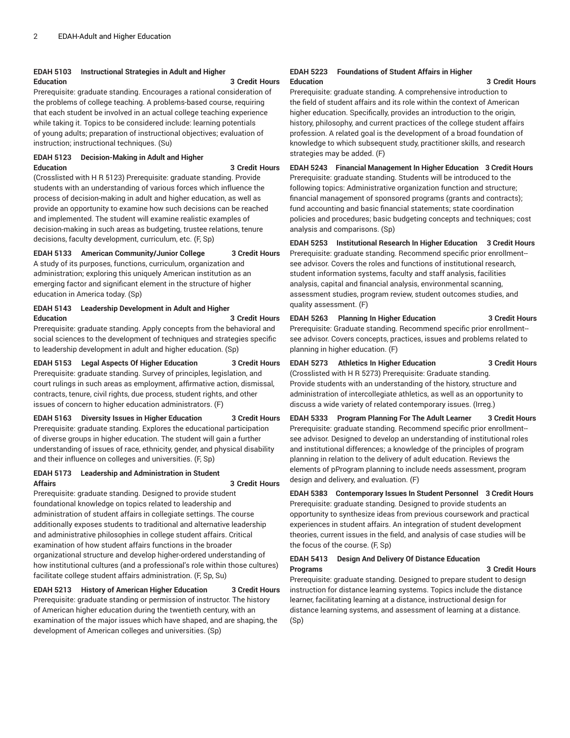**EDAH 5103 Instructional Strategies in Adult and Higher Education 3 Credit Hours**

Prerequisite: graduate standing. Encourages a rational consideration of the problems of college teaching. A problems-based course, requiring that each student be involved in an actual college teaching experience while taking it. Topics to be considered include: learning potentials of young adults; preparation of instructional objectives; evaluation of instruction; instructional techniques. (Su)

**EDAH 5123 Decision-Making in Adult and Higher Education 3 Credit Hours**

(Crosslisted with H R 5123) Prerequisite: graduate standing. Provide students with an understanding of various forces which influence the process of decision-making in adult and higher education, as well as provide an opportunity to examine how such decisions can be reached and implemented. The student will examine realistic examples of decision-making in such areas as budgeting, trustee relations, tenure decisions, faculty development, curriculum, etc. (F, Sp)

**EDAH 5133 American Community/Junior College 3 Credit Hours**

A study of its purposes, functions, curriculum, organization and administration; exploring this uniquely American institution as an emerging factor and significant element in the structure of higher education in America today. (Sp)

**EDAH 5143 Leadership Development in Adult and Higher Education 3 Credit Hours**

Prerequisite: graduate standing. Apply concepts from the behavioral and social sciences to the development of techniques and strategies specific to leadership development in adult and higher education. (Sp)

**EDAH 5153 Legal Aspects Of Higher Education 3 Credit Hours**

Prerequisite: graduate standing. Survey of principles, legislation, and court rulings in such areas as employment, affirmative action, dismissal, contracts, tenure, civil rights, due process, student rights, and other issues of concern to higher education administrators. (F)

**EDAH 5163 Diversity Issues in Higher Education 3 Credit Hours**

Prerequisite: graduate standing. Explores the educational participation of diverse groups in higher education. The student will gain a further understanding of issues of race, ethnicity, gender, and physical disability and their influence on colleges and universities. (F, Sp)

**EDAH 5173 Leadership and Administration in Student Affairs 3 Credit Hours**

Prerequisite: graduate standing. Designed to provide student foundational knowledge on topics related to leadership and administration of student affairs in collegiate settings. The course additionally exposes students to traditional and alternative leadership and administrative philosophies in college student affairs. Critical examination of how student affairs functions in the broader organizational structure and develop higher-ordered understanding of how institutional cultures (and a professional's role within those cultures) facilitate college student affairs administration. (F, Sp, Su)

**EDAH 5213 History of American Higher Education 3 Credit Hours**

Prerequisite: graduate standing or permission of instructor. The history of American higher education during the twentieth century, with an examination of the major issues which have shaped, and are shaping, the development of American colleges and universities. (Sp)

**EDAH 5223 Foundations of Student Affairs in Higher Education 3 Credit Hours**

Prerequisite: graduate standing. A comprehensive introduction to the field of student affairs and its role within the context of American higher education. Specifically, provides an introduction to the origin, history, philosophy, and current practices of the college student affairs profession. A related goal is the development of a broad foundation of knowledge to which subsequent study, practitioner skills, and research strategies may be added. (F)

**EDAH 5243 Financial Management In Higher Education 3 Credit Hours**

Prerequisite: graduate standing. Students will be introduced to the following topics: Administrative organization function and structure; financial management of sponsored programs (grants and contracts); fund accounting and basic financial statements; state coordination policies and procedures; basic budgeting concepts and techniques; cost analysis and comparisons. (Sp)

**EDAH 5253 Institutional Research In Higher Education 3 Credit Hours**

Prerequisite: graduate standing. Recommend specific prior enrollment--see advisor. Covers the roles and functions of institutional research, student information systems, faculty and staff analysis, facilities analysis, capital and financial analysis, environmental scanning, assessment studies, program review, student outcomes studies, and quality assessment. (F)

**EDAH 5263 Planning In Higher Education 3 Credit Hours**

Prerequisite: Graduate standing. Recommend specific prior enrollment--see advisor. Covers concepts, practices, issues and problems related to planning in higher education. (F)

**EDAH 5273 Athletics In Higher Education 3 Credit Hours**

(Crosslisted with H R 5273) Prerequisite: Graduate standing. Provide students with an understanding of the history, structure and administration of intercollegiate athletics, as well as an opportunity to discuss a wide variety of related contemporary issues. (Irreg.)

**EDAH 5333 Program Planning For The Adult Learner 3 Credit Hours**

Prerequisite: graduate standing. Recommend specific prior enrollment--see advisor. Designed to develop an understanding of institutional roles and institutional differences; a knowledge of the principles of program planning in relation to the delivery of adult education. Reviews the elements of pProgram planning to include needs assessment, program design and delivery, and evaluation. (F)

**EDAH 5383 Contemporary Issues In Student Personnel 3 Credit Hours**

Prerequisite: graduate standing. Designed to provide students an opportunity to synthesize ideas from previous coursework and practical experiences in student affairs. An integration of student development theories, current issues in the field, and analysis of case studies will be the focus of the course. (F, Sp)

**EDAH 5413 Design And Delivery Of Distance Education Programs 3 Credit Hours**

Prerequisite: graduate standing. Designed to prepare student to design instruction for distance learning systems. Topics include the distance learner, facilitating learning at a distance, instructional design for distance learning systems, and assessment of learning at a distance. (Sp)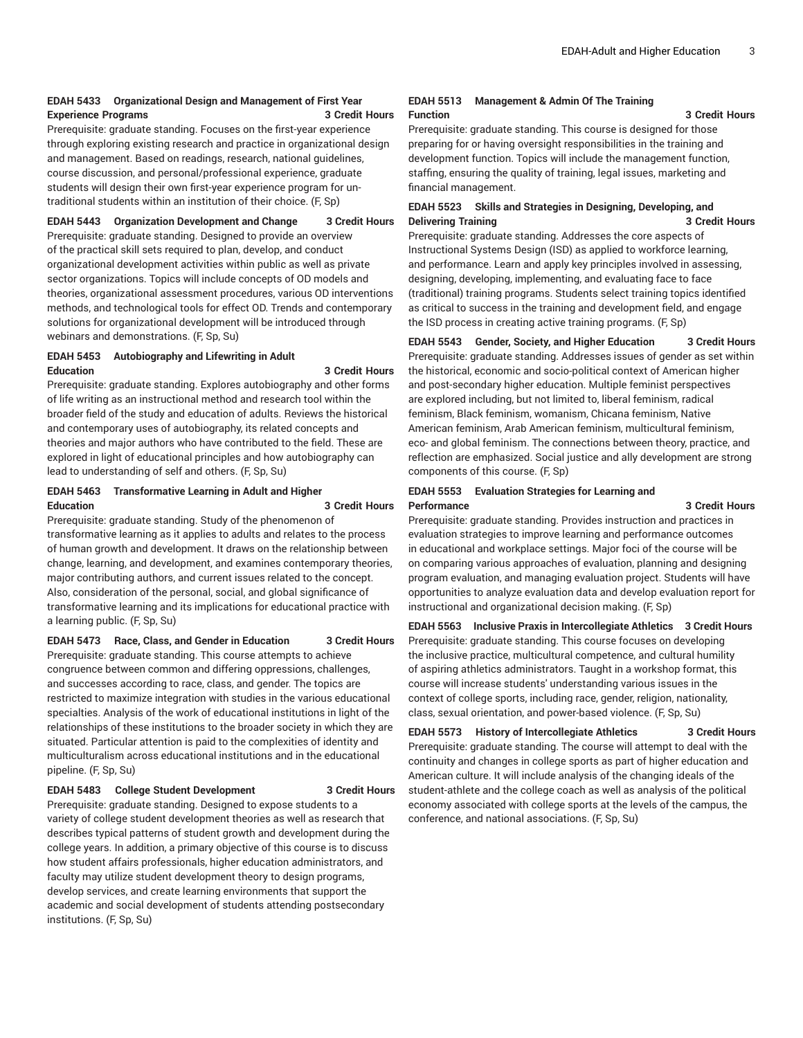**EDAH 5433 Organizational Design and Management of First Year Experience Programs 3 Credit Hours**

Prerequisite: graduate standing. Focuses on the first-year experience through exploring existing research and practice in organizational design and management. Based on readings, research, national guidelines, course discussion, and personal/professional experience, graduate students will design their own first-year experience program for un-traditional students within an institution of their choice. (F, Sp)

**EDAH 5443 Organization Development and Change 3 Credit Hours**

Prerequisite: graduate standing. Designed to provide an overview of the practical skill sets required to plan, develop, and conduct organizational development activities within public as well as private sector organizations. Topics will include concepts of OD models and theories, organizational assessment procedures, various OD interventions methods, and technological tools for effect OD. Trends and contemporary solutions for organizational development will be introduced through webinars and demonstrations. (F, Sp, Su)

**EDAH 5453 Autobiography and Lifewriting in Adult Education 3 Credit Hours**

Prerequisite: graduate standing. Explores autobiography and other forms of life writing as an instructional method and research tool within the broader field of the study and education of adults. Reviews the historical and contemporary uses of autobiography, its related concepts and theories and major authors who have contributed to the field. These are explored in light of educational principles and how autobiography can lead to understanding of self and others. (F, Sp, Su)

**EDAH 5463 Transformative Learning in Adult and Higher Education 3 Credit Hours**

Prerequisite: graduate standing. Study of the phenomenon of transformative learning as it applies to adults and relates to the process of human growth and development. It draws on the relationship between change, learning, and development, and examines contemporary theories, major contributing authors, and current issues related to the concept. Also, consideration of the personal, social, and global significance of transformative learning and its implications for educational practice with a learning public. (F, Sp, Su)

**EDAH 5473 Race, Class, and Gender in Education 3 Credit Hours**

Prerequisite: graduate standing. This course attempts to achieve congruence between common and differing oppressions, challenges, and successes according to race, class, and gender. The topics are restricted to maximize integration with studies in the various educational specialties. Analysis of the work of educational institutions in light of the relationships of these institutions to the broader society in which they are situated. Particular attention is paid to the complexities of identity and multiculturalism across educational institutions and in the educational pipeline. (F, Sp, Su)

**EDAH 5483 College Student Development 3 Credit Hours**

Prerequisite: graduate standing. Designed to expose students to a variety of college student development theories as well as research that describes typical patterns of student growth and development during the college years. In addition, a primary objective of this course is to discuss how student affairs professionals, higher education administrators, and faculty may utilize student development theory to design programs, develop services, and create learning environments that support the academic and social development of students attending postsecondary institutions. (F, Sp, Su)

**EDAH 5513 Management & Admin Of The Training Function 3 Credit Hours**

Prerequisite: graduate standing. This course is designed for those preparing for or having oversight responsibilities in the training and development function. Topics will include the management function, staffing, ensuring the quality of training, legal issues, marketing and financial management.

**EDAH 5523 Skills and Strategies in Designing, Developing, and Delivering Training 3 Credit Hours**

Prerequisite: graduate standing. Addresses the core aspects of Instructional Systems Design (ISD) as applied to workforce learning, and performance. Learn and apply key principles involved in assessing, designing, developing, implementing, and evaluating face to face (traditional) training programs. Students select training topics identified as critical to success in the training and development field, and engage the ISD process in creating active training programs. (F, Sp)

**EDAH 5543 Gender, Society, and Higher Education 3 Credit Hours**

Prerequisite: graduate standing. Addresses issues of gender as set within the historical, economic and socio-political context of American higher and post-secondary higher education. Multiple feminist perspectives are explored including, but not limited to, liberal feminism, radical feminism, Black feminism, womanism, Chicana feminism, Native American feminism, Arab American feminism, multicultural feminism, eco- and global feminism. The connections between theory, practice, and reflection are emphasized. Social justice and ally development are strong components of this course. (F, Sp)

**EDAH 5553 Evaluation Strategies for Learning and Performance 3 Credit Hours**

Prerequisite: graduate standing. Provides instruction and practices in evaluation strategies to improve learning and performance outcomes in educational and workplace settings. Major foci of the course will be on comparing various approaches of evaluation, planning and designing program evaluation, and managing evaluation project. Students will have opportunities to analyze evaluation data and develop evaluation report for instructional and organizational decision making. (F, Sp)

**EDAH 5563 Inclusive Praxis in Intercollegiate Athletics 3 Credit Hours**

Prerequisite: graduate standing. This course focuses on developing the inclusive practice, multicultural competence, and cultural humility of aspiring athletics administrators. Taught in a workshop format, this course will increase students' understanding various issues in the context of college sports, including race, gender, religion, nationality, class, sexual orientation, and power-based violence. (F, Sp, Su)

**EDAH 5573 History of Intercollegiate Athletics 3 Credit Hours**

Prerequisite: graduate standing. The course will attempt to deal with the continuity and changes in college sports as part of higher education and American culture. It will include analysis of the changing ideals of the student-athlete and the college coach as well as analysis of the political economy associated with college sports at the levels of the campus, the conference, and national associations. (F, Sp, Su)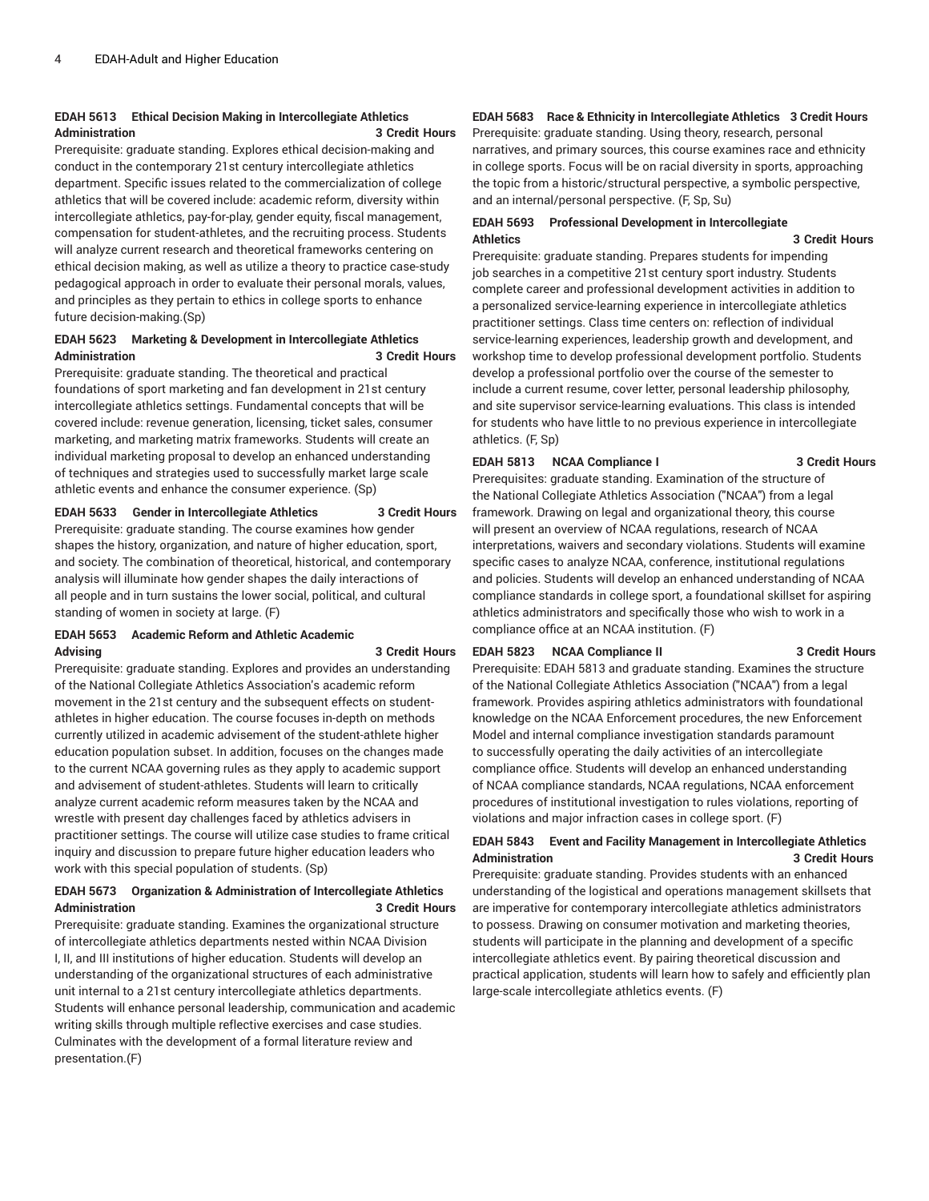**EDAH 5613 Ethical Decision Making in Intercollegiate Athletics Administration 3 Credit Hours**

Prerequisite: graduate standing. Explores ethical decision-making and conduct in the contemporary 21st century intercollegiate athletics department. Specific issues related to the commercialization of college athletics that will be covered include: academic reform, diversity within intercollegiate athletics, pay-for-play, gender equity, fiscal management, compensation for student-athletes, and the recruiting process. Students will analyze current research and theoretical frameworks centering on ethical decision making, as well as utilize a theory to practice case-study pedagogical approach in order to evaluate their personal morals, values, and principles as they pertain to ethics in college sports to enhance future decision-making.(Sp)

**EDAH 5623 Marketing & Development in Intercollegiate Athletics Administration 3 Credit Hours**

Prerequisite: graduate standing. The theoretical and practical foundations of sport marketing and fan development in 21st century intercollegiate athletics settings. Fundamental concepts that will be covered include: revenue generation, licensing, ticket sales, consumer marketing, and marketing matrix frameworks. Students will create an individual marketing proposal to develop an enhanced understanding of techniques and strategies used to successfully market large scale athletic events and enhance the consumer experience. (Sp)

**EDAH 5633 Gender in Intercollegiate Athletics 3 Credit Hours**

Prerequisite: graduate standing. The course examines how gender shapes the history, organization, and nature of higher education, sport, and society. The combination of theoretical, historical, and contemporary analysis will illuminate how gender shapes the daily interactions of all people and in turn sustains the lower social, political, and cultural standing of women in society at large. (F)

**EDAH 5653 Academic Reform and Athletic Academic Advising 3 Credit Hours**

Prerequisite: graduate standing. Explores and provides an understanding of the National Collegiate Athletics Association's academic reform movement in the 21st century and the subsequent effects on student-athletes in higher education. The course focuses in-depth on methods currently utilized in academic advisement of the student-athlete higher education population subset. In addition, focuses on the changes made to the current NCAA governing rules as they apply to academic support and advisement of student-athletes. Students will learn to critically analyze current academic reform measures taken by the NCAA and wrestle with present day challenges faced by athletics advisers in practitioner settings. The course will utilize case studies to frame critical inquiry and discussion to prepare future higher education leaders who work with this special population of students. (Sp)

**EDAH 5673 Organization & Administration of Intercollegiate Athletics Administration 3 Credit Hours**

Prerequisite: graduate standing. Examines the organizational structure of intercollegiate athletics departments nested within NCAA Division I, II, and III institutions of higher education. Students will develop an understanding of the organizational structures of each administrative unit internal to a 21st century intercollegiate athletics departments. Students will enhance personal leadership, communication and academic writing skills through multiple reflective exercises and case studies. Culminates with the development of a formal literature review and presentation.(F)

**EDAH 5683 Race & Ethnicity in Intercollegiate Athletics 3 Credit Hours**

Prerequisite: graduate standing. Using theory, research, personal narratives, and primary sources, this course examines race and ethnicity in college sports. Focus will be on racial diversity in sports, approaching the topic from a historic/structural perspective, a symbolic perspective, and an internal/personal perspective. (F, Sp, Su)

**EDAH 5693 Professional Development in Intercollegiate Athletics 3 Credit Hours**

Prerequisite: graduate standing. Prepares students for impending job searches in a competitive 21st century sport industry. Students complete career and professional development activities in addition to a personalized service-learning experience in intercollegiate athletics practitioner settings. Class time centers on: reflection of individual service-learning experiences, leadership growth and development, and workshop time to develop professional development portfolio. Students develop a professional portfolio over the course of the semester to include a current resume, cover letter, personal leadership philosophy, and site supervisor service-learning evaluations. This class is intended for students who have little to no previous experience in intercollegiate athletics. (F, Sp)

**EDAH 5813 NCAA Compliance I 3 Credit Hours**

Prerequisites: graduate standing. Examination of the structure of the National Collegiate Athletics Association ("NCAA") from a legal framework. Drawing on legal and organizational theory, this course will present an overview of NCAA regulations, research of NCAA interpretations, waivers and secondary violations. Students will examine specific cases to analyze NCAA, conference, institutional regulations and policies. Students will develop an enhanced understanding of NCAA compliance standards in college sport, a foundational skillset for aspiring athletics administrators and specifically those who wish to work in a compliance office at an NCAA institution. (F)

**EDAH 5823 NCAA Compliance II 3 Credit Hours**

Prerequisite: EDAH 5813 and graduate standing. Examines the structure of the National Collegiate Athletics Association ("NCAA") from a legal framework. Provides aspiring athletics administrators with foundational knowledge on the NCAA Enforcement procedures, the new Enforcement Model and internal compliance investigation standards paramount to successfully operating the daily activities of an intercollegiate compliance office. Students will develop an enhanced understanding of NCAA compliance standards, NCAA regulations, NCAA enforcement procedures of institutional investigation to rules violations, reporting of violations and major infraction cases in college sport. (F)

**EDAH 5843 Event and Facility Management in Intercollegiate Athletics Administration 3 Credit Hours**

Prerequisite: graduate standing. Provides students with an enhanced understanding of the logistical and operations management skillsets that are imperative for contemporary intercollegiate athletics administrators to possess. Drawing on consumer motivation and marketing theories, students will participate in the planning and development of a specific intercollegiate athletics event. By pairing theoretical discussion and practical application, students will learn how to safely and efficiently plan large-scale intercollegiate athletics events. (F)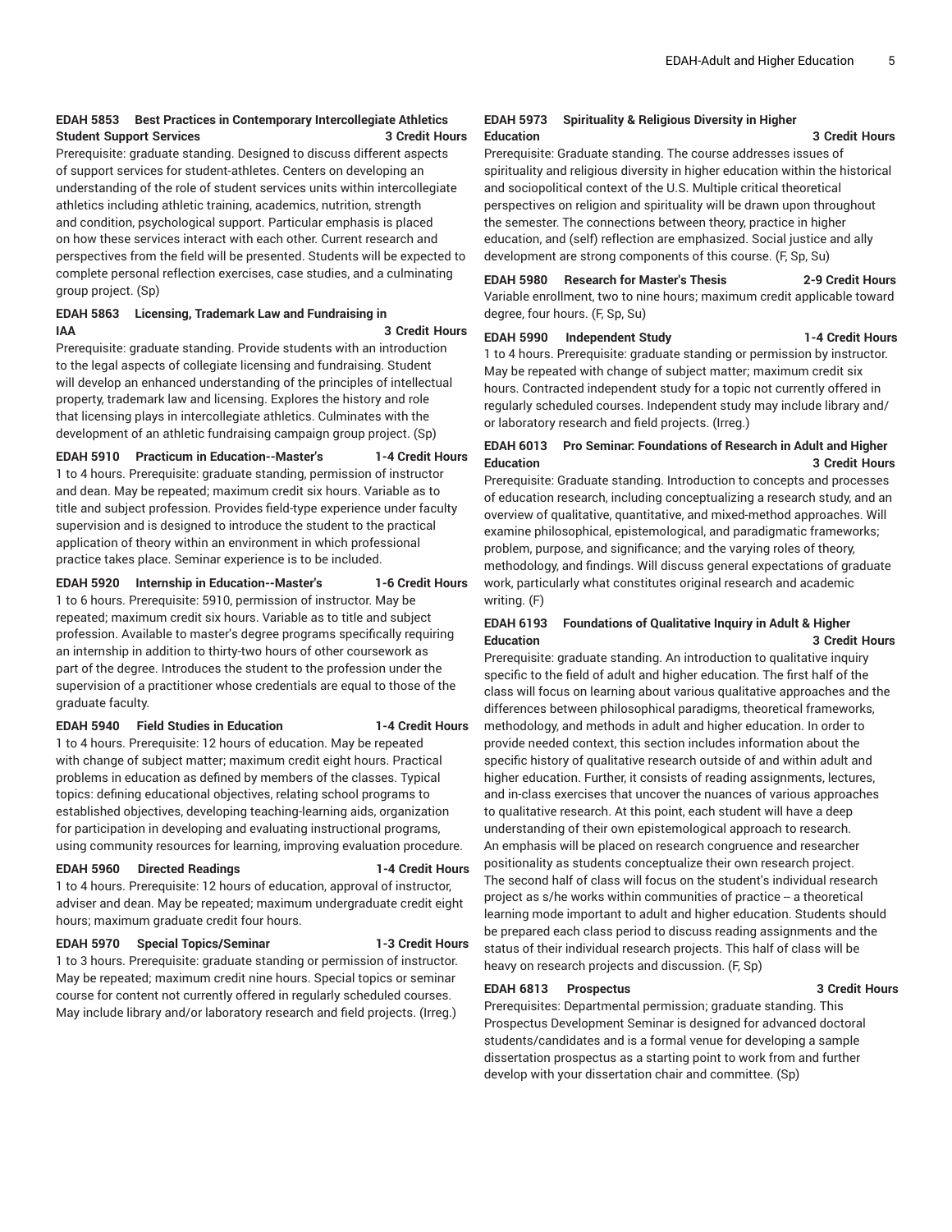**EDAH 5853 Best Practices in Contemporary Intercollegiate Athletics Student Support Services 3 Credit Hours**

Prerequisite: graduate standing. Designed to discuss different aspects of support services for student-athletes. Centers on developing an understanding of the role of student services units within intercollegiate athletics including athletic training, academics, nutrition, strength and condition, psychological support. Particular emphasis is placed on how these services interact with each other. Current research and perspectives from the field will be presented. Students will be expected to complete personal reflection exercises, case studies, and a culminating group project. (Sp)

**EDAH 5863 Licensing, Trademark Law and Fundraising in IAA 3 Credit Hours**

Prerequisite: graduate standing. Provide students with an introduction to the legal aspects of collegiate licensing and fundraising. Student will develop an enhanced understanding of the principles of intellectual property, trademark law and licensing. Explores the history and role that licensing plays in intercollegiate athletics. Culminates with the development of an athletic fundraising campaign group project. (Sp)

**EDAH 5910 Practicum in Education--Master's 1-4 Credit Hours**

1 to 4 hours. Prerequisite: graduate standing, permission of instructor and dean. May be repeated; maximum credit six hours. Variable as to title and subject profession. Provides field-type experience under faculty supervision and is designed to introduce the student to the practical application of theory within an environment in which professional practice takes place. Seminar experience is to be included.

**EDAH 5920 Internship in Education--Master's 1-6 Credit Hours**

1 to 6 hours. Prerequisite: 5910, permission of instructor. May be repeated; maximum credit six hours. Variable as to title and subject profession. Available to master's degree programs specifically requiring an internship in addition to thirty-two hours of other coursework as part of the degree. Introduces the student to the profession under the supervision of a practitioner whose credentials are equal to those of the graduate faculty.

**EDAH 5940 Field Studies in Education 1-4 Credit Hours**

1 to 4 hours. Prerequisite: 12 hours of education. May be repeated with change of subject matter; maximum credit eight hours. Practical problems in education as defined by members of the classes. Typical topics: defining educational objectives, relating school programs to established objectives, developing teaching-learning aids, organization for participation in developing and evaluating instructional programs, using community resources for learning, improving evaluation procedure.

**EDAH 5960 Directed Readings 1-4 Credit Hours**

1 to 4 hours. Prerequisite: 12 hours of education, approval of instructor, adviser and dean. May be repeated; maximum undergraduate credit eight hours; maximum graduate credit four hours.

**EDAH 5970 Special Topics/Seminar 1-3 Credit Hours**

1 to 3 hours. Prerequisite: graduate standing or permission of instructor. May be repeated; maximum credit nine hours. Special topics or seminar course for content not currently offered in regularly scheduled courses. May include library and/or laboratory research and field projects. (Irreg.)

**EDAH 5973 Spirituality & Religious Diversity in Higher Education 3 Credit Hours**

Prerequisite: Graduate standing. The course addresses issues of spirituality and religious diversity in higher education within the historical and sociopolitical context of the U.S. Multiple critical theoretical perspectives on religion and spirituality will be drawn upon throughout the semester. The connections between theory, practice in higher education, and (self) reflection are emphasized. Social justice and ally development are strong components of this course. (F, Sp, Su)

**EDAH 5980 Research for Master's Thesis 2-9 Credit Hours**

Variable enrollment, two to nine hours; maximum credit applicable toward degree, four hours. (F, Sp, Su)

**EDAH 5990 Independent Study 1-4 Credit Hours**

1 to 4 hours. Prerequisite: graduate standing or permission by instructor. May be repeated with change of subject matter; maximum credit six hours. Contracted independent study for a topic not currently offered in regularly scheduled courses. Independent study may include library and/or laboratory research and field projects. (Irreg.)

**EDAH 6013 Pro Seminar: Foundations of Research in Adult and Higher Education 3 Credit Hours**

Prerequisite: Graduate standing. Introduction to concepts and processes of education research, including conceptualizing a research study, and an overview of qualitative, quantitative, and mixed-method approaches. Will examine philosophical, epistemological, and paradigmatic frameworks; problem, purpose, and significance; and the varying roles of theory, methodology, and findings. Will discuss general expectations of graduate work, particularly what constitutes original research and academic writing. (F)

**EDAH 6193 Foundations of Qualitative Inquiry in Adult & Higher Education 3 Credit Hours**

Prerequisite: graduate standing. An introduction to qualitative inquiry specific to the field of adult and higher education. The first half of the class will focus on learning about various qualitative approaches and the differences between philosophical paradigms, theoretical frameworks, methodology, and methods in adult and higher education. In order to provide needed context, this section includes information about the specific history of qualitative research outside of and within adult and higher education. Further, it consists of reading assignments, lectures, and in-class exercises that uncover the nuances of various approaches to qualitative research. At this point, each student will have a deep understanding of their own epistemological approach to research. An emphasis will be placed on research congruence and researcher positionality as students conceptualize their own research project. The second half of class will focus on the student's individual research project as s/he works within communities of practice -- a theoretical learning mode important to adult and higher education. Students should be prepared each class period to discuss reading assignments and the status of their individual research projects. This half of class will be heavy on research projects and discussion. (F, Sp)

**EDAH 6813 Prospectus 3 Credit Hours**

Prerequisites: Departmental permission; graduate standing. This Prospectus Development Seminar is designed for advanced doctoral students/candidates and is a formal venue for developing a sample dissertation prospectus as a starting point to work from and further develop with your dissertation chair and committee. (Sp)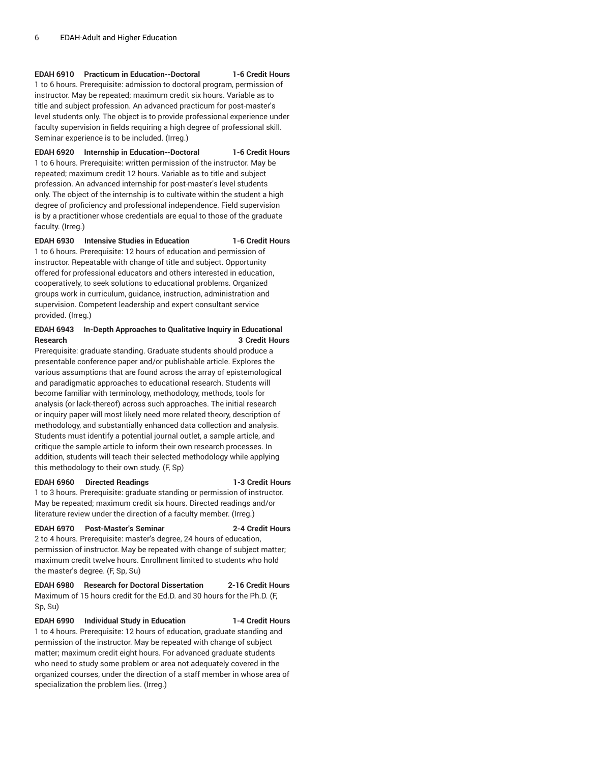**EDAH 6910 Practicum in Education--Doctoral 1-6 Credit Hours**
1 to 6 hours. Prerequisite: admission to doctoral program, permission of instructor. May be repeated; maximum credit six hours. Variable as to title and subject profession. An advanced practicum for post-master's level students only. The object is to provide professional experience under faculty supervision in fields requiring a high degree of professional skill. Seminar experience is to be included. (Irreg.)

**EDAH 6920 Internship in Education--Doctoral 1-6 Credit Hours**
1 to 6 hours. Prerequisite: written permission of the instructor. May be repeated; maximum credit 12 hours. Variable as to title and subject profession. An advanced internship for post-master's level students only. The object of the internship is to cultivate within the student a high degree of proficiency and professional independence. Field supervision is by a practitioner whose credentials are equal to those of the graduate faculty. (Irreg.)

**EDAH 6930 Intensive Studies in Education 1-6 Credit Hours**
1 to 6 hours. Prerequisite: 12 hours of education and permission of instructor. Repeatable with change of title and subject. Opportunity offered for professional educators and others interested in education, cooperatively, to seek solutions to educational problems. Organized groups work in curriculum, guidance, instruction, administration and supervision. Competent leadership and expert consultant service provided. (Irreg.)

**EDAH 6943 In-Depth Approaches to Qualitative Inquiry in Educational Research 3 Credit Hours**
Prerequisite: graduate standing. Graduate students should produce a presentable conference paper and/or publishable article. Explores the various assumptions that are found across the array of epistemological and paradigmatic approaches to educational research. Students will become familiar with terminology, methodology, methods, tools for analysis (or lack-thereof) across such approaches. The initial research or inquiry paper will most likely need more related theory, description of methodology, and substantially enhanced data collection and analysis. Students must identify a potential journal outlet, a sample article, and critique the sample article to inform their own research processes. In addition, students will teach their selected methodology while applying this methodology to their own study. (F, Sp)

**EDAH 6960 Directed Readings 1-3 Credit Hours**
1 to 3 hours. Prerequisite: graduate standing or permission of instructor. May be repeated; maximum credit six hours. Directed readings and/or literature review under the direction of a faculty member. (Irreg.)

**EDAH 6970 Post-Master's Seminar 2-4 Credit Hours**
2 to 4 hours. Prerequisite: master's degree, 24 hours of education, permission of instructor. May be repeated with change of subject matter; maximum credit twelve hours. Enrollment limited to students who hold the master's degree. (F, Sp, Su)

**EDAH 6980 Research for Doctoral Dissertation 2-16 Credit Hours**
Maximum of 15 hours credit for the Ed.D. and 30 hours for the Ph.D. (F, Sp, Su)

**EDAH 6990 Individual Study in Education 1-4 Credit Hours**
1 to 4 hours. Prerequisite: 12 hours of education, graduate standing and permission of the instructor. May be repeated with change of subject matter; maximum credit eight hours. For advanced graduate students who need to study some problem or area not adequately covered in the organized courses, under the direction of a staff member in whose area of specialization the problem lies. (Irreg.)